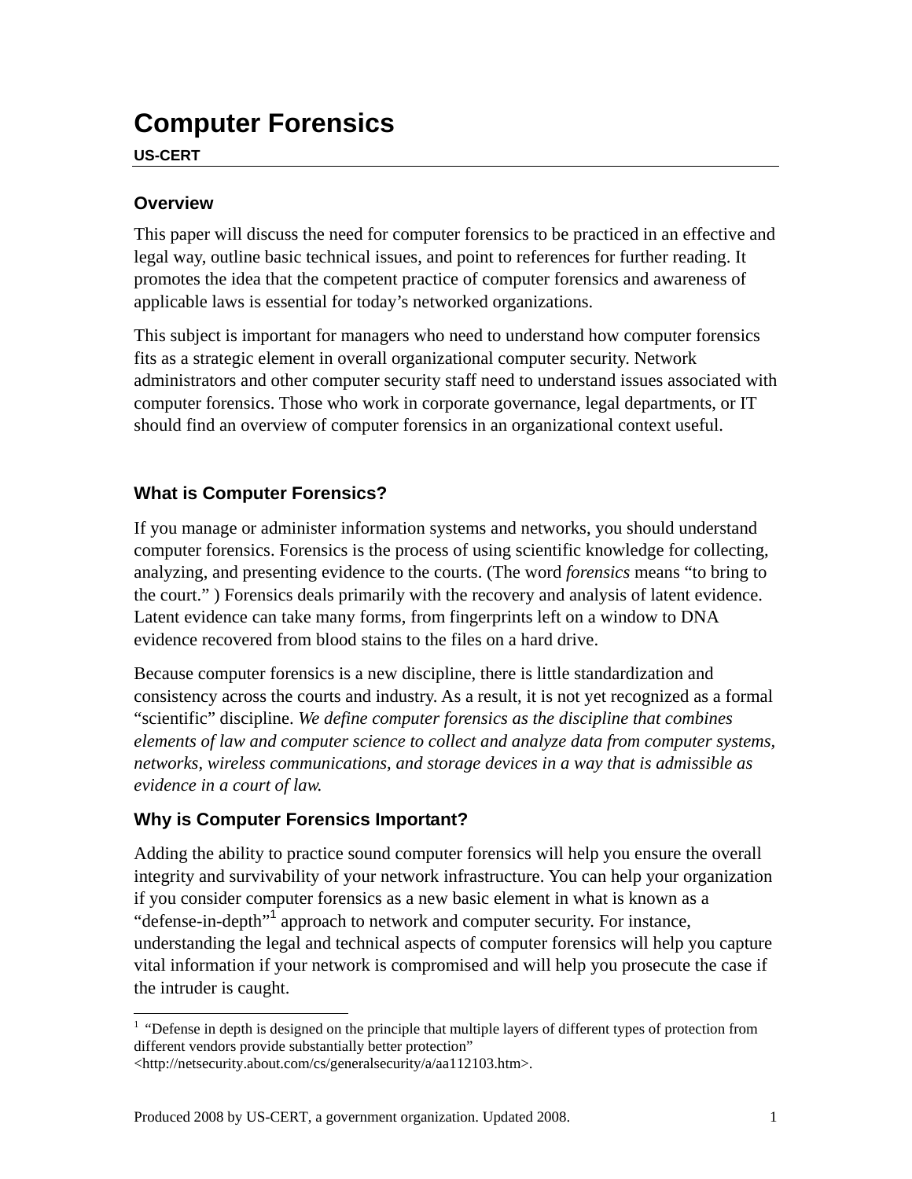# Computer Forensics

**US-CERT**

## Overview

This paper will discuss the need for computer forensics to be practiced in an effective and legal way, outline basic technical issues, and point to references for further reading. It promotes the idea that the competent practice of computer forensics and awareness of applicable laws is essential for today's networked organizations.

This subject is important for managers who need to understand how computer forensics fits as a strategic element in overall organizational computer security. Network administrators and other computer security staff need to understand issues associated with computer forensics. Those who work in corporate governance, legal departments, or IT should find an overview of computer forensics in an organizational context useful.

## What is Computer Forensics?

If you manage or administer information systems and networks, you should understand computer forensics. Forensics is the process of using scientific knowledge for collecting, analyzing, and presenting evidence to the courts. (The word *forensics* means "to bring to the court." ) Forensics deals primarily with the recovery and analysis of latent evidence. Latent evidence can take many forms, from fingerprints left on a window to DNA evidence recovered from blood stains to the files on a hard drive.

Because computer forensics is a new discipline, there is little standardization and consistency across the courts and industry. As a result, it is not yet recognized as a formal "scientific" discipline. *We define computer forensics as the discipline that combines elements of law and computer science to collect and analyze data from computer systems, networks, wireless communications, and storage devices in a way that is admissible as evidence in a court of law.*

## Why is Computer Forensics Important?

Adding the ability to practice sound computer forensics will help you ensure the overall integrity and survivability of your network infrastructure. You can help your organization if you consider computer forensics as a new basic element in what is known as a "defense-in-depth"[1] approach to network and computer security. For instance, understanding the legal and technical aspects of computer forensics will help you capture vital information if your network is compromised and will help you prosecute the case if the intruder is caught.

---

[1] "Defense in depth is designed on the principle that multiple layers of different types of protection from different vendors provide substantially better protection" <http://netsecurity.about.com/cs/generalsecurity/a/aa112103.htm>.

Produced 2008 by US-CERT, a government organization. Updated 2008.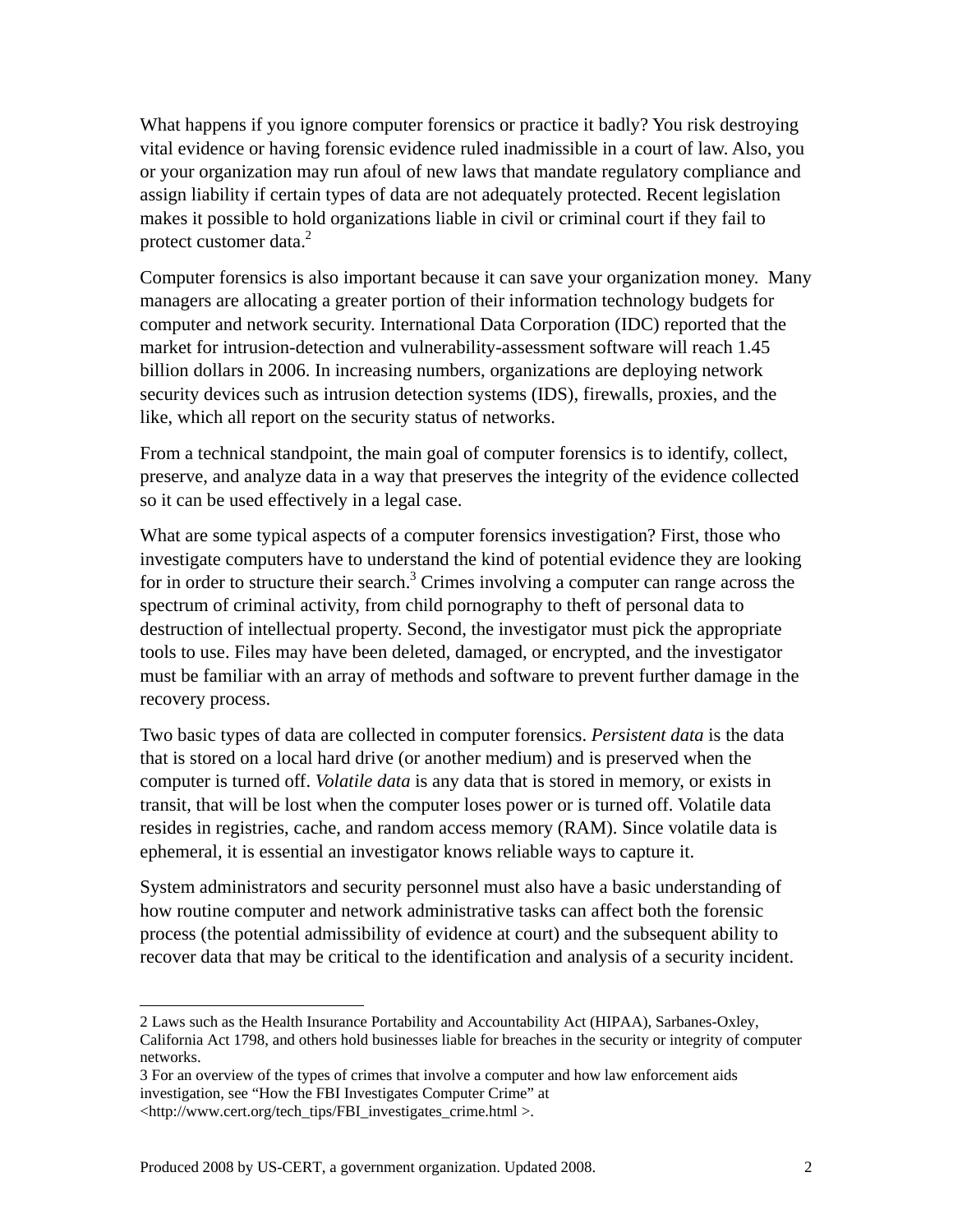What happens if you ignore computer forensics or practice it badly? You risk destroying vital evidence or having forensic evidence ruled inadmissible in a court of law. Also, you or your organization may run afoul of new laws that mandate regulatory compliance and assign liability if certain types of data are not adequately protected. Recent legislation makes it possible to hold organizations liable in civil or criminal court if they fail to protect customer data.[2]

Computer forensics is also important because it can save your organization money. Many managers are allocating a greater portion of their information technology budgets for computer and network security. International Data Corporation (IDC) reported that the market for intrusion-detection and vulnerability-assessment software will reach 1.45 billion dollars in 2006. In increasing numbers, organizations are deploying network security devices such as intrusion detection systems (IDS), firewalls, proxies, and the like, which all report on the security status of networks.

From a technical standpoint, the main goal of computer forensics is to identify, collect, preserve, and analyze data in a way that preserves the integrity of the evidence collected so it can be used effectively in a legal case.

What are some typical aspects of a computer forensics investigation? First, those who investigate computers have to understand the kind of potential evidence they are looking for in order to structure their search.[3] Crimes involving a computer can range across the spectrum of criminal activity, from child pornography to theft of personal data to destruction of intellectual property. Second, the investigator must pick the appropriate tools to use. Files may have been deleted, damaged, or encrypted, and the investigator must be familiar with an array of methods and software to prevent further damage in the recovery process.

Two basic types of data are collected in computer forensics. *Persistent data* is the data that is stored on a local hard drive (or another medium) and is preserved when the computer is turned off. *Volatile data* is any data that is stored in memory, or exists in transit, that will be lost when the computer loses power or is turned off. Volatile data resides in registries, cache, and random access memory (RAM). Since volatile data is ephemeral, it is essential an investigator knows reliable ways to capture it.

System administrators and security personnel must also have a basic understanding of how routine computer and network administrative tasks can affect both the forensic process (the potential admissibility of evidence at court) and the subsequent ability to recover data that may be critical to the identification and analysis of a security incident.

---

2 Laws such as the Health Insurance Portability and Accountability Act (HIPAA), Sarbanes-Oxley, California Act 1798, and others hold businesses liable for breaches in the security or integrity of computer networks.

3 For an overview of the types of crimes that involve a computer and how law enforcement aids investigation, see "How the FBI Investigates Computer Crime" at <http://www.cert.org/tech_tips/FBI_investigates_crime.html >.

Produced 2008 by US-CERT, a government organization. Updated 2008.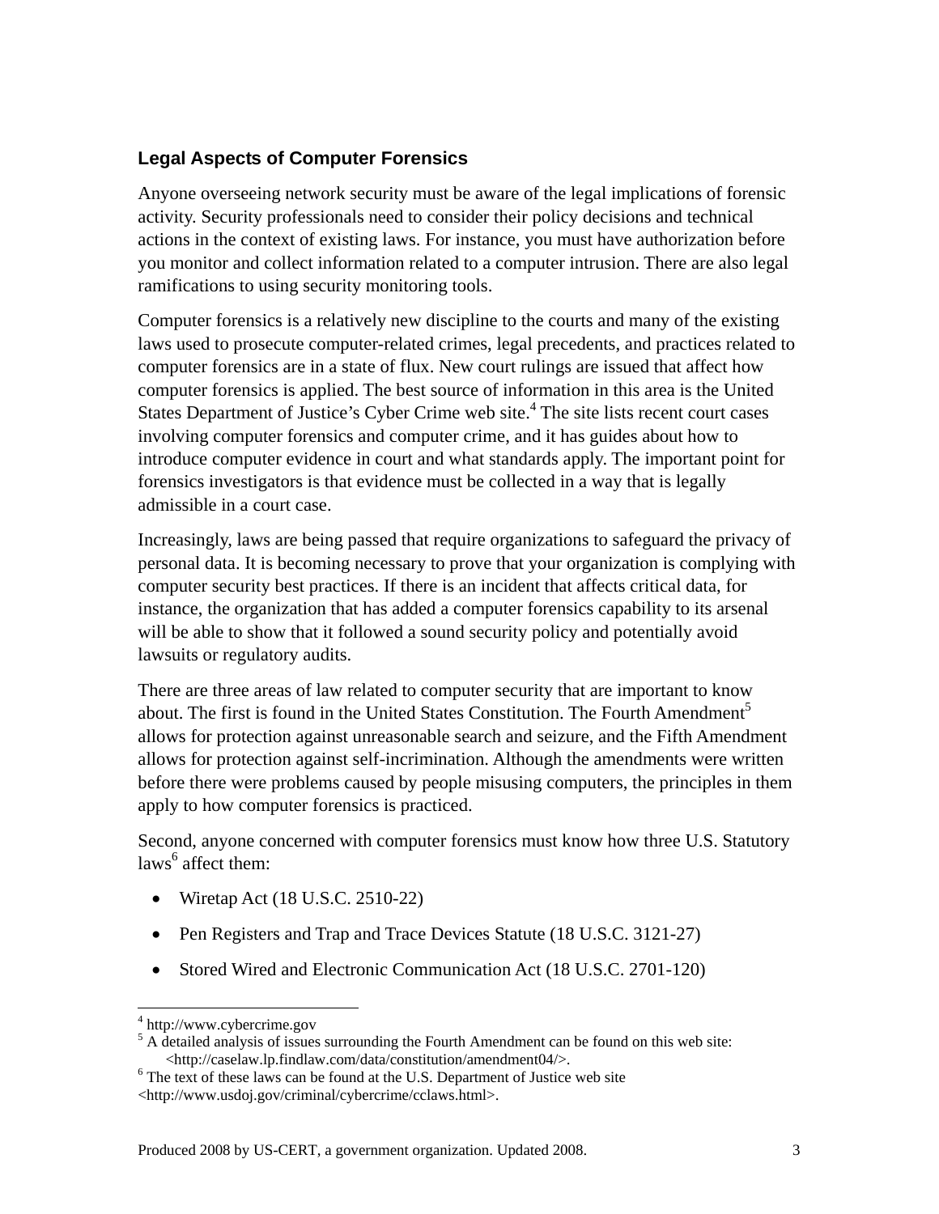## Legal Aspects of Computer Forensics

Anyone overseeing network security must be aware of the legal implications of forensic activity. Security professionals need to consider their policy decisions and technical actions in the context of existing laws. For instance, you must have authorization before you monitor and collect information related to a computer intrusion. There are also legal ramifications to using security monitoring tools.

Computer forensics is a relatively new discipline to the courts and many of the existing laws used to prosecute computer-related crimes, legal precedents, and practices related to computer forensics are in a state of flux. New court rulings are issued that affect how computer forensics is applied. The best source of information in this area is the United States Department of Justice's Cyber Crime web site.[4] The site lists recent court cases involving computer forensics and computer crime, and it has guides about how to introduce computer evidence in court and what standards apply. The important point for forensics investigators is that evidence must be collected in a way that is legally admissible in a court case.

Increasingly, laws are being passed that require organizations to safeguard the privacy of personal data. It is becoming necessary to prove that your organization is complying with computer security best practices. If there is an incident that affects critical data, for instance, the organization that has added a computer forensics capability to its arsenal will be able to show that it followed a sound security policy and potentially avoid lawsuits or regulatory audits.

There are three areas of law related to computer security that are important to know about. The first is found in the United States Constitution. The Fourth Amendment[5] allows for protection against unreasonable search and seizure, and the Fifth Amendment allows for protection against self-incrimination. Although the amendments were written before there were problems caused by people misusing computers, the principles in them apply to how computer forensics is practiced.

Second, anyone concerned with computer forensics must know how three U.S. Statutory laws[6] affect them:

- Wiretap Act (18 U.S.C. 2510-22)
- Pen Registers and Trap and Trace Devices Statute (18 U.S.C. 3121-27)
- Stored Wired and Electronic Communication Act (18 U.S.C. 2701-120)

---

[4] http://www.cybercrime.gov

[5] A detailed analysis of issues surrounding the Fourth Amendment can be found on this web site: <http://caselaw.lp.findlaw.com/data/constitution/amendment04/>.

[6] The text of these laws can be found at the U.S. Department of Justice web site <http://www.usdoj.gov/criminal/cybercrime/cclaws.html>.

Produced 2008 by US-CERT, a government organization. Updated 2008.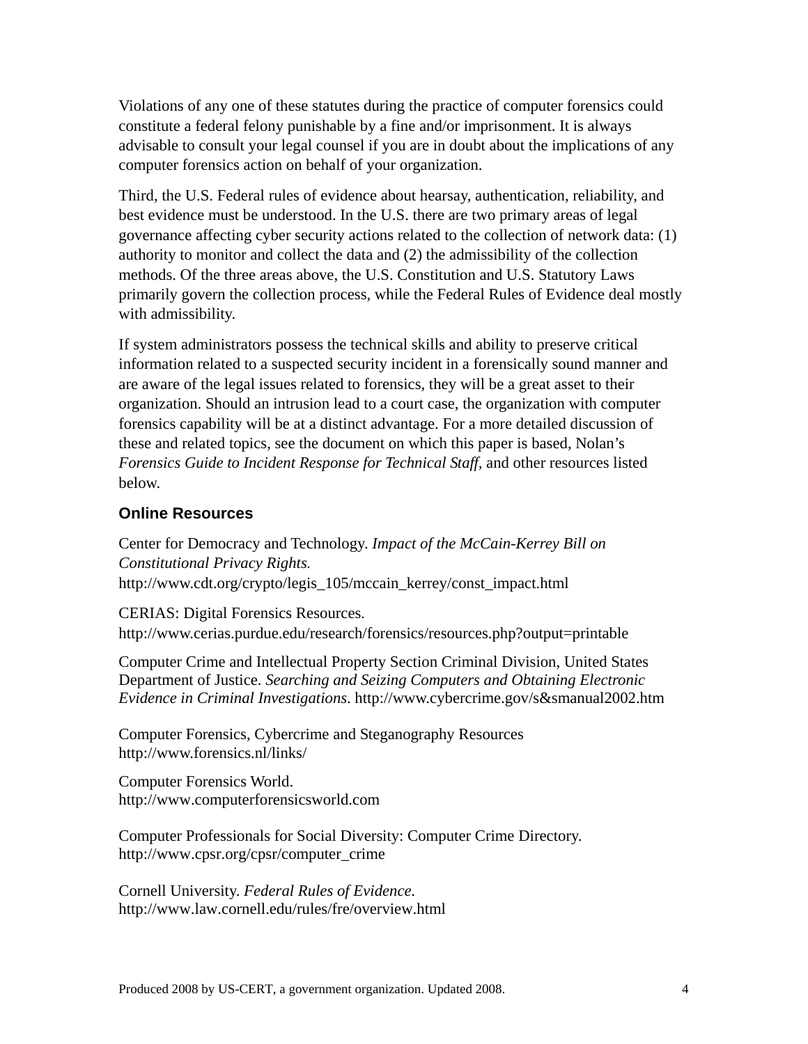Violations of any one of these statutes during the practice of computer forensics could constitute a federal felony punishable by a fine and/or imprisonment. It is always advisable to consult your legal counsel if you are in doubt about the implications of any computer forensics action on behalf of your organization.

Third, the U.S. Federal rules of evidence about hearsay, authentication, reliability, and best evidence must be understood. In the U.S. there are two primary areas of legal governance affecting cyber security actions related to the collection of network data: (1) authority to monitor and collect the data and (2) the admissibility of the collection methods. Of the three areas above, the U.S. Constitution and U.S. Statutory Laws primarily govern the collection process, while the Federal Rules of Evidence deal mostly with admissibility.

If system administrators possess the technical skills and ability to preserve critical information related to a suspected security incident in a forensically sound manner and are aware of the legal issues related to forensics, they will be a great asset to their organization. Should an intrusion lead to a court case, the organization with computer forensics capability will be at a distinct advantage. For a more detailed discussion of these and related topics, see the document on which this paper is based, Nolan's *Forensics Guide to Incident Response for Technical Staff*, and other resources listed below.

### Online Resources

Center for Democracy and Technology. *Impact of the McCain-Kerrey Bill on Constitutional Privacy Rights.*
http://www.cdt.org/crypto/legis_105/mccain_kerrey/const_impact.html

CERIAS: Digital Forensics Resources.
http://www.cerias.purdue.edu/research/forensics/resources.php?output=printable

Computer Crime and Intellectual Property Section Criminal Division, United States Department of Justice. *Searching and Seizing Computers and Obtaining Electronic Evidence in Criminal Investigations*. http://www.cybercrime.gov/s&smanual2002.htm

Computer Forensics, Cybercrime and Steganography Resources
http://www.forensics.nl/links/

Computer Forensics World.
http://www.computerforensicsworld.com

Computer Professionals for Social Diversity: Computer Crime Directory.
http://www.cpsr.org/cpsr/computer_crime

Cornell University. *Federal Rules of Evidence.*
http://www.law.cornell.edu/rules/fre/overview.html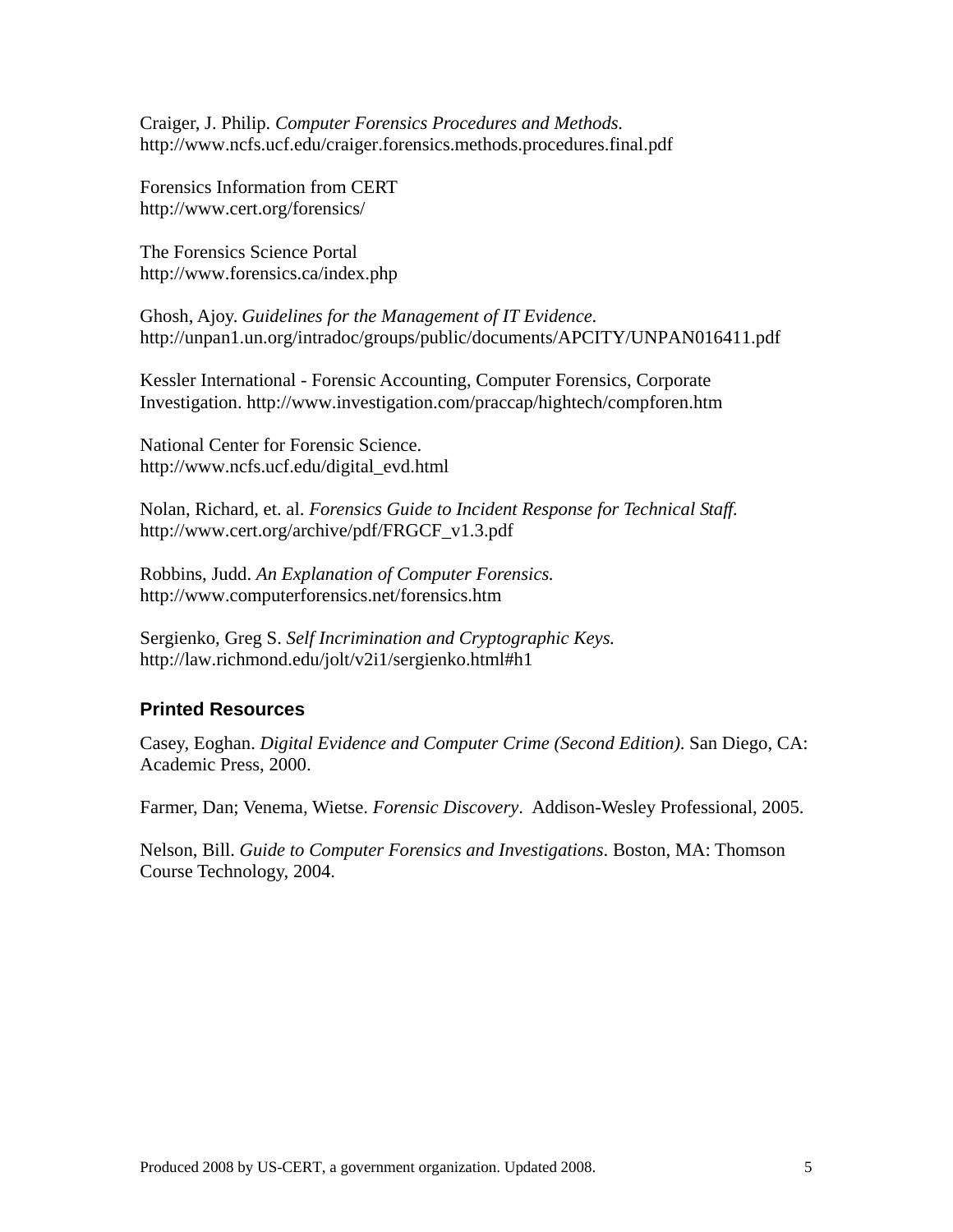Craiger, J. Philip. *Computer Forensics Procedures and Methods.* http://www.ncfs.ucf.edu/craiger.forensics.methods.procedures.final.pdf

Forensics Information from CERT
http://www.cert.org/forensics/

The Forensics Science Portal
http://www.forensics.ca/index.php

Ghosh, Ajoy. *Guidelines for the Management of IT Evidence.* http://unpan1.un.org/intradoc/groups/public/documents/APCITY/UNPAN016411.pdf

Kessler International - Forensic Accounting, Computer Forensics, Corporate Investigation. http://www.investigation.com/praccap/hightech/compforen.htm

National Center for Forensic Science.
http://www.ncfs.ucf.edu/digital_evd.html

Nolan, Richard, et. al. *Forensics Guide to Incident Response for Technical Staff.* http://www.cert.org/archive/pdf/FRGCF_v1.3.pdf

Robbins, Judd. *An Explanation of Computer Forensics.* http://www.computerforensics.net/forensics.htm

Sergienko, Greg S. *Self Incrimination and Cryptographic Keys.* http://law.richmond.edu/jolt/v2i1/sergienko.html#h1

### Printed Resources

Casey, Eoghan. *Digital Evidence and Computer Crime (Second Edition)*. San Diego, CA: Academic Press, 2000.

Farmer, Dan; Venema, Wietse. *Forensic Discovery*. Addison-Wesley Professional, 2005.

Nelson, Bill. *Guide to Computer Forensics and Investigations*. Boston, MA: Thomson Course Technology, 2004.